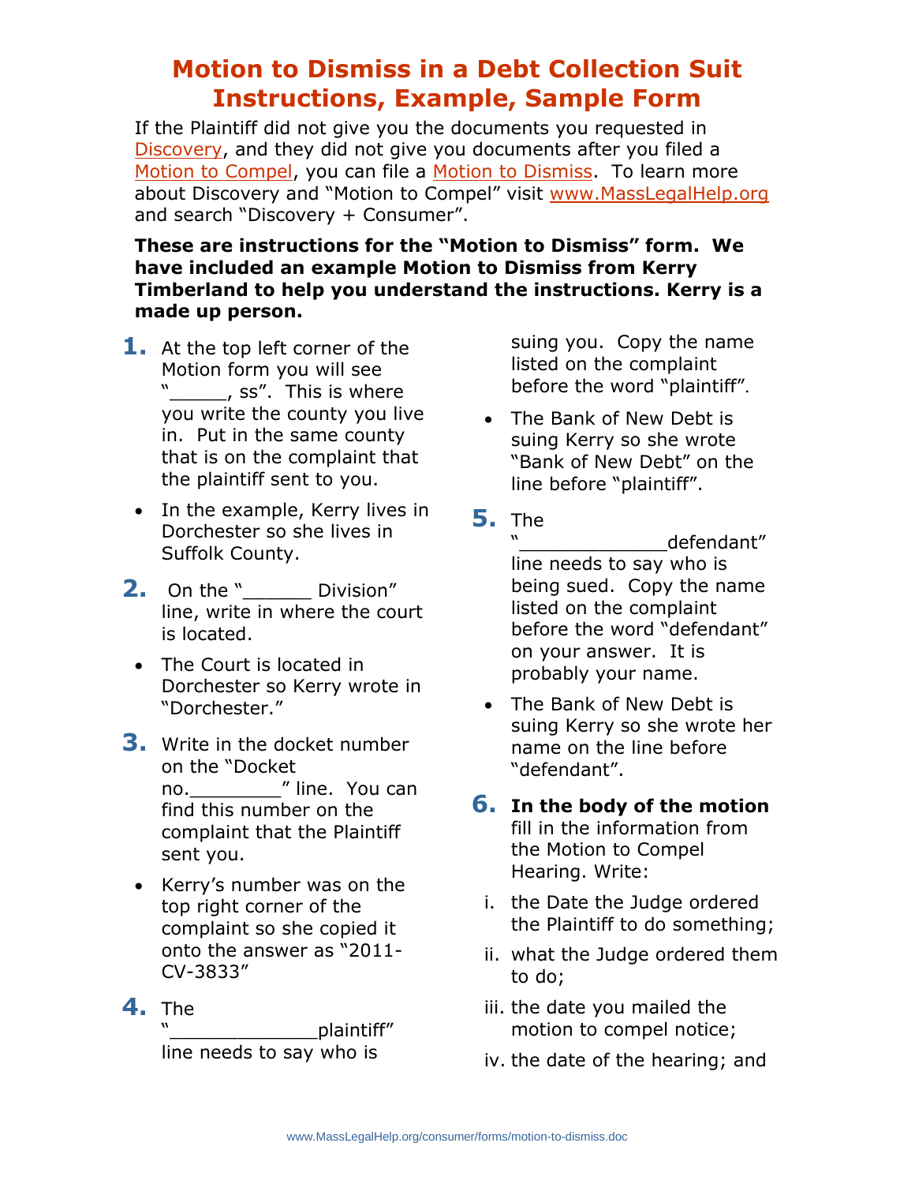# Motion to Dismiss in a Debt Collection Suit Instructions, Example, Sample Form

If the Plaintiff did not give you the documents you requested in Discovery, and they did not give you documents after you filed a Motion to Compel, you can file a Motion to Dismiss. To learn more about Discovery and "Motion to Compel" visit www.MassLegalHelp.org and search "Discovery + Consumer".

**These are instructions for the "Motion to Dismiss" form. We have included an example Motion to Dismiss from Kerry Timberland to help you understand the instructions. Kerry is a made up person.**

1. At the top left corner of the Motion form you will see "_____, ss". This is where you write the county you live in. Put in the same county that is on the complaint that the plaintiff sent to you.
   - In the example, Kerry lives in Dorchester so she lives in Suffolk County.
2. On the "______ Division" line, write in where the court is located.
   - The Court is located in Dorchester so Kerry wrote in "Dorchester."
3. Write in the docket number on the "Docket no.________" line. You can find this number on the complaint that the Plaintiff sent you.
   - Kerry's number was on the top right corner of the complaint so she copied it onto the answer as "2011-CV-3833"
4. The "_____________plaintiff" line needs to say who is suing you. Copy the name listed on the complaint before the word "plaintiff".
   - The Bank of New Debt is suing Kerry so she wrote "Bank of New Debt" on the line before "plaintiff".
5. The "_____________defendant" line needs to say who is being sued. Copy the name listed on the complaint before the word "defendant" on your answer. It is probably your name.
   - The Bank of New Debt is suing Kerry so she wrote her name on the line before "defendant".
6. **In the body of the motion** fill in the information from the Motion to Compel Hearing. Write:
   1. the Date the Judge ordered the Plaintiff to do something;
   2. what the Judge ordered them to do;
   3. the date you mailed the motion to compel notice;
   4. the date of the hearing; and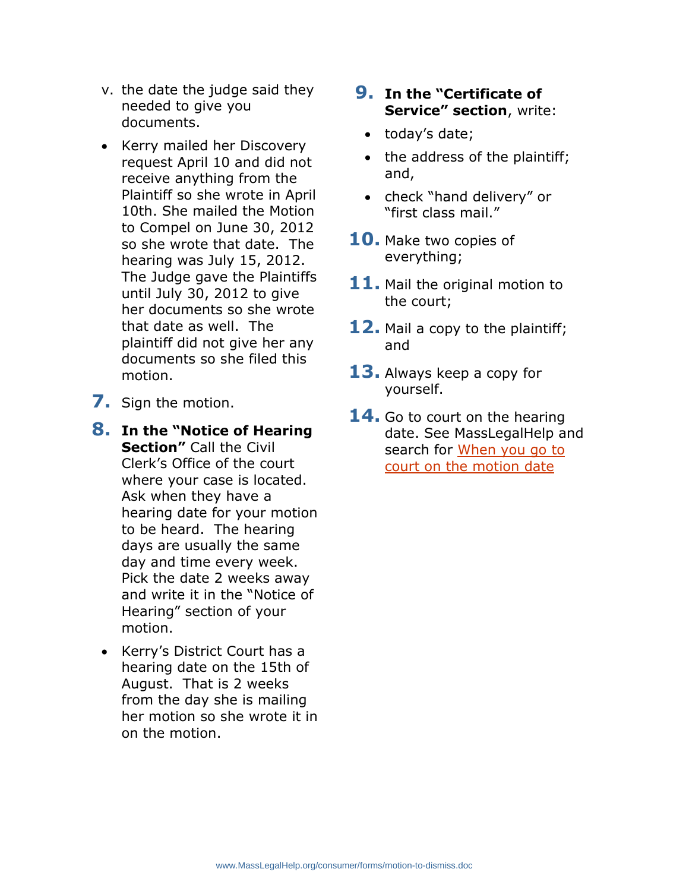v. the date the judge said they needed to give you documents.

- Kerry mailed her Discovery request April 10 and did not receive anything from the Plaintiff so she wrote in April 10th. She mailed the Motion to Compel on June 30, 2012 so she wrote that date. The hearing was July 15, 2012. The Judge gave the Plaintiffs until July 30, 2012 to give her documents so she wrote that date as well. The plaintiff did not give her any documents so she filed this motion.

7. Sign the motion.

8. **In the "Notice of Hearing Section"** Call the Civil Clerk's Office of the court where your case is located. Ask when they have a hearing date for your motion to be heard. The hearing days are usually the same day and time every week. Pick the date 2 weeks away and write it in the "Notice of Hearing" section of your motion.

- Kerry's District Court has a hearing date on the 15th of August. That is 2 weeks from the day she is mailing her motion so she wrote it in on the motion.

9. **In the "Certificate of Service" section**, write:
   - today's date;
   - the address of the plaintiff; and,
   - check "hand delivery" or "first class mail."

10. Make two copies of everything;

11. Mail the original motion to the court;

12. Mail a copy to the plaintiff; and

13. Always keep a copy for yourself.

14. Go to court on the hearing date. See MassLegalHelp and search for When you go to court on the motion date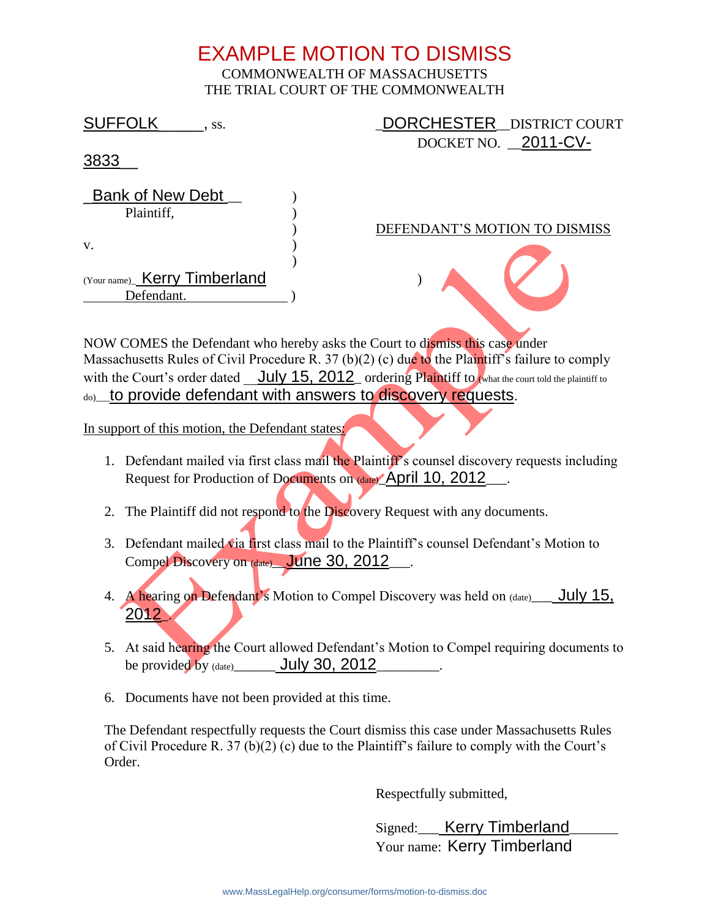# EXAMPLE MOTION TO DISMISS

COMMONWEALTH OF MASSACHUSETTS
THE TRIAL COURT OF THE COMMONWEALTH

SUFFOLK_____, ss. _DORCHESTER__DISTRICT COURT
DOCKET NO. __2011-CV-3833__

_Bank of New Debt__ )
Plaintiff, )
) DEFENDANT'S MOTION TO DISMISS
v. )
)
(Your name)_ Kerry Timberland )
Defendant. )

NOW COMES the Defendant who hereby asks the Court to dismiss this case under Massachusetts Rules of Civil Procedure R. 37 (b)(2) (c) due to the Plaintiff's failure to comply with the Court's order dated __July 15, 2012_ ordering Plaintiff to (what the court told the plaintiff to do)__to provide defendant with answers to discovery requests.

In support of this motion, the Defendant states:

1. Defendant mailed via first class mail the Plaintiff's counsel discovery requests including Request for Production of Documents on (date)_April 10, 2012___.
2. The Plaintiff did not respond to the Discovery Request with any documents.
3. Defendant mailed via first class mail to the Plaintiff's counsel Defendant's Motion to Compel Discovery on (date)__June 30, 2012___.
4. A hearing on Defendant's Motion to Compel Discovery was held on (date)___ July 15, 2012_.
5. At said hearing the Court allowed Defendant's Motion to Compel requiring documents to be provided by (date)______ July 30, 2012________.
6. Documents have not been provided at this time.

The Defendant respectfully requests the Court dismiss this case under Massachusetts Rules of Civil Procedure R. 37 (b)(2) (c) due to the Plaintiff's failure to comply with the Court's Order.

Respectfully submitted,

Signed:___ Kerry Timberland______
Your name: Kerry Timberland

www.MassLegalHelp.org/consumer/forms/motion-to-dismiss.doc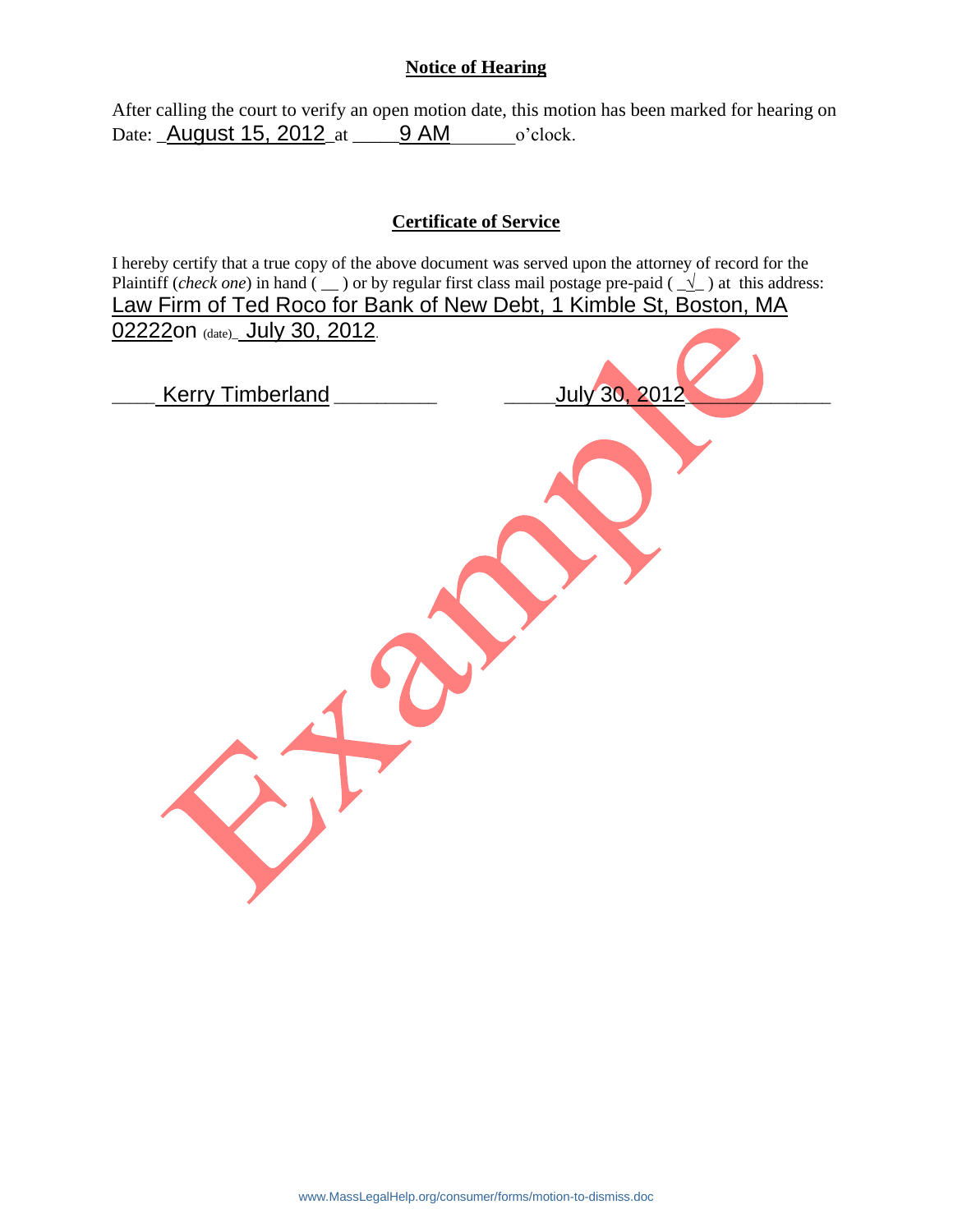## Notice of Hearing

After calling the court to verify an open motion date, this motion has been marked for hearing on Date: _August 15, 2012_ at _____9 AM_______ o'clock.

## Certificate of Service

I hereby certify that a true copy of the above document was served upon the attorney of record for the Plaintiff (*check one*) in hand ( __ ) or by regular first class mail postage pre-paid ( _√_ ) at this address: Law Firm of Ted Roco for Bank of New Debt, 1 Kimble St, Boston, MA 02222 on (date)_ July 30, 2012.

____ Kerry Timberland _________ _____July 30, 2012____________

Example

www.MassLegalHelp.org/consumer/forms/motion-to-dismiss.doc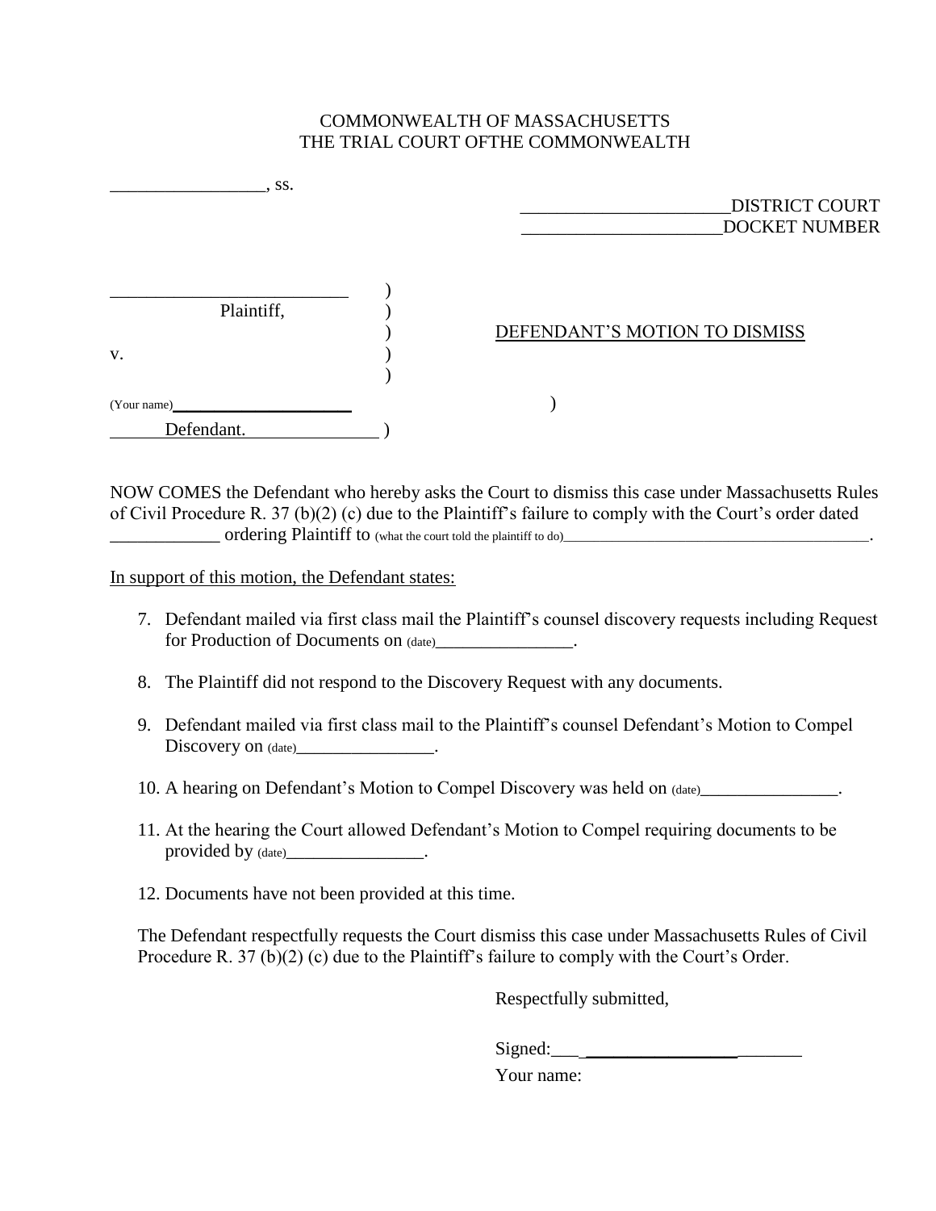COMMONWEALTH OF MASSACHUSETTS
THE TRIAL COURT OFTHE COMMONWEALTH

_________________, ss.

_______________________DISTRICT COURT
______________________DOCKET NUMBER

__________________________ )
Plaintiff, )
) DEFENDANT'S MOTION TO DISMISS
v. )
)
(Your name)______________________ )
Defendant. )

NOW COMES the Defendant who hereby asks the Court to dismiss this case under Massachusetts Rules of Civil Procedure R. 37 (b)(2) (c) due to the Plaintiff's failure to comply with the Court's order dated ____________ ordering Plaintiff to (what the court told the plaintiff to do)________________________________________.

In support of this motion, the Defendant states:

7. Defendant mailed via first class mail the Plaintiff's counsel discovery requests including Request for Production of Documents on (date)_______________.

8. The Plaintiff did not respond to the Discovery Request with any documents.

9. Defendant mailed via first class mail to the Plaintiff's counsel Defendant's Motion to Compel Discovery on (date)________________.

10. A hearing on Defendant's Motion to Compel Discovery was held on (date)_______________.

11. At the hearing the Court allowed Defendant's Motion to Compel requiring documents to be provided by (date)_______________.

12. Documents have not been provided at this time.

The Defendant respectfully requests the Court dismiss this case under Massachusetts Rules of Civil Procedure R. 37 (b)(2) (c) due to the Plaintiff's failure to comply with the Court's Order.

Respectfully submitted,

Signed:___________________________

Your name: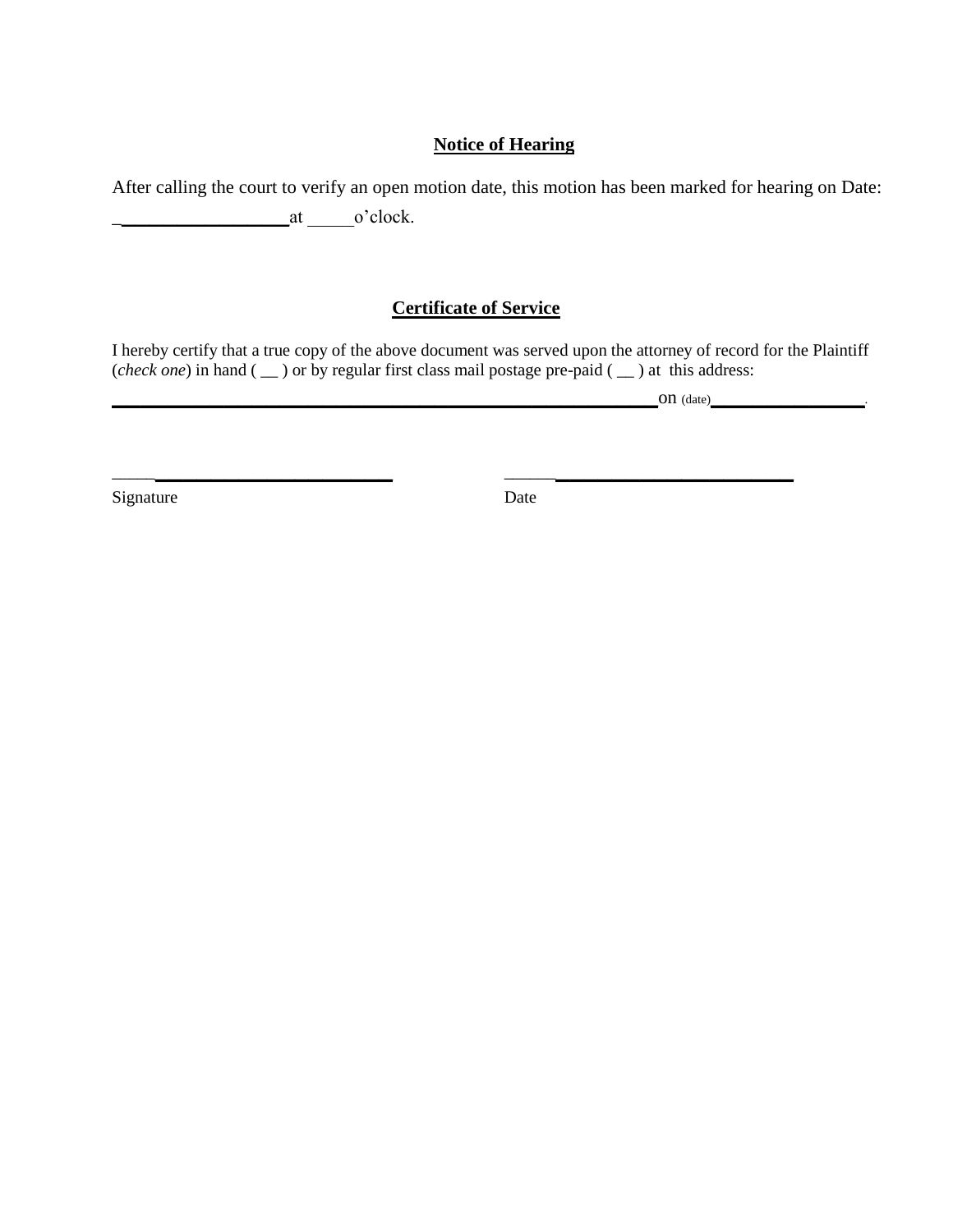**Notice of Hearing**

After calling the court to verify an open motion date, this motion has been marked for hearing on Date: __________________ at _____ o'clock.

**Certificate of Service**

I hereby certify that a true copy of the above document was served upon the attorney of record for the Plaintiff (*check one*) in hand ( __ ) or by regular first class mail postage pre-paid ( __ ) at this address: ____________________________________________________________ on (date) __________________.

______________________________ ______________________________

Signature Date